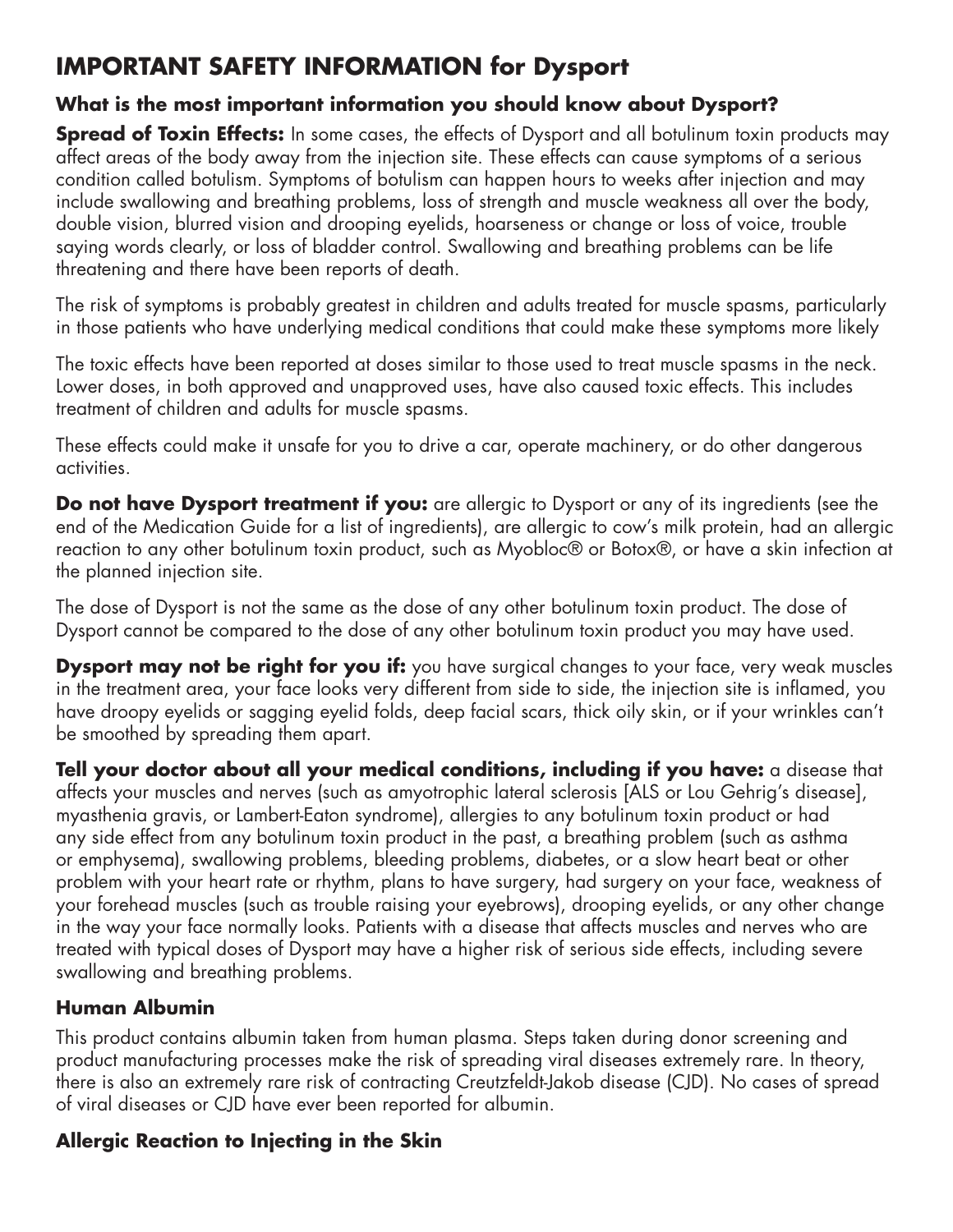# IMPORTANT SAFETY INFORMATION for Dysport

### What is the most important information you should know about Dysport?

**Spread of Toxin Effects:** In some cases, the effects of Dysport and all botulinum toxin products may affect areas of the body away from the injection site. These effects can cause symptoms of a serious condition called botulism. Symptoms of botulism can happen hours to weeks after injection and may include swallowing and breathing problems, loss of strength and muscle weakness all over the body, double vision, blurred vision and drooping eyelids, hoarseness or change or loss of voice, trouble saying words clearly, or loss of bladder control. Swallowing and breathing problems can be life threatening and there have been reports of death.

The risk of symptoms is probably greatest in children and adults treated for muscle spasms, particularly in those patients who have underlying medical conditions that could make these symptoms more likely

The toxic effects have been reported at doses similar to those used to treat muscle spasms in the neck. Lower doses, in both approved and unapproved uses, have also caused toxic effects. This includes treatment of children and adults for muscle spasms.

These effects could make it unsafe for you to drive a car, operate machinery, or do other dangerous activities.

**Do not have Dysport treatment if you:** are allergic to Dysport or any of its ingredients (see the end of the Medication Guide for a list of ingredients), are allergic to cow's milk protein, had an allergic reaction to any other botulinum toxin product, such as Myobloc® or Botox®, or have a skin infection at the planned injection site.

The dose of Dysport is not the same as the dose of any other botulinum toxin product. The dose of Dysport cannot be compared to the dose of any other botulinum toxin product you may have used.

**Dysport may not be right for you if:** you have surgical changes to your face, very weak muscles in the treatment area, your face looks very different from side to side, the injection site is inflamed, you have droopy eyelids or sagging eyelid folds, deep facial scars, thick oily skin, or if your wrinkles can't be smoothed by spreading them apart.

**Tell your doctor about all your medical conditions, including if you have:** a disease that affects your muscles and nerves (such as amyotrophic lateral sclerosis [ALS or Lou Gehrig's disease], myasthenia gravis, or Lambert-Eaton syndrome), allergies to any botulinum toxin product or had any side effect from any botulinum toxin product in the past, a breathing problem (such as asthma or emphysema), swallowing problems, bleeding problems, diabetes, or a slow heart beat or other problem with your heart rate or rhythm, plans to have surgery, had surgery on your face, weakness of your forehead muscles (such as trouble raising your eyebrows), drooping eyelids, or any other change in the way your face normally looks. Patients with a disease that affects muscles and nerves who are treated with typical doses of Dysport may have a higher risk of serious side effects, including severe swallowing and breathing problems.

### Human Albumin

This product contains albumin taken from human plasma. Steps taken during donor screening and product manufacturing processes make the risk of spreading viral diseases extremely rare. In theory, there is also an extremely rare risk of contracting Creutzfeldt-Jakob disease (CJD). No cases of spread of viral diseases or CJD have ever been reported for albumin.

### Allergic Reaction to Injecting in the Skin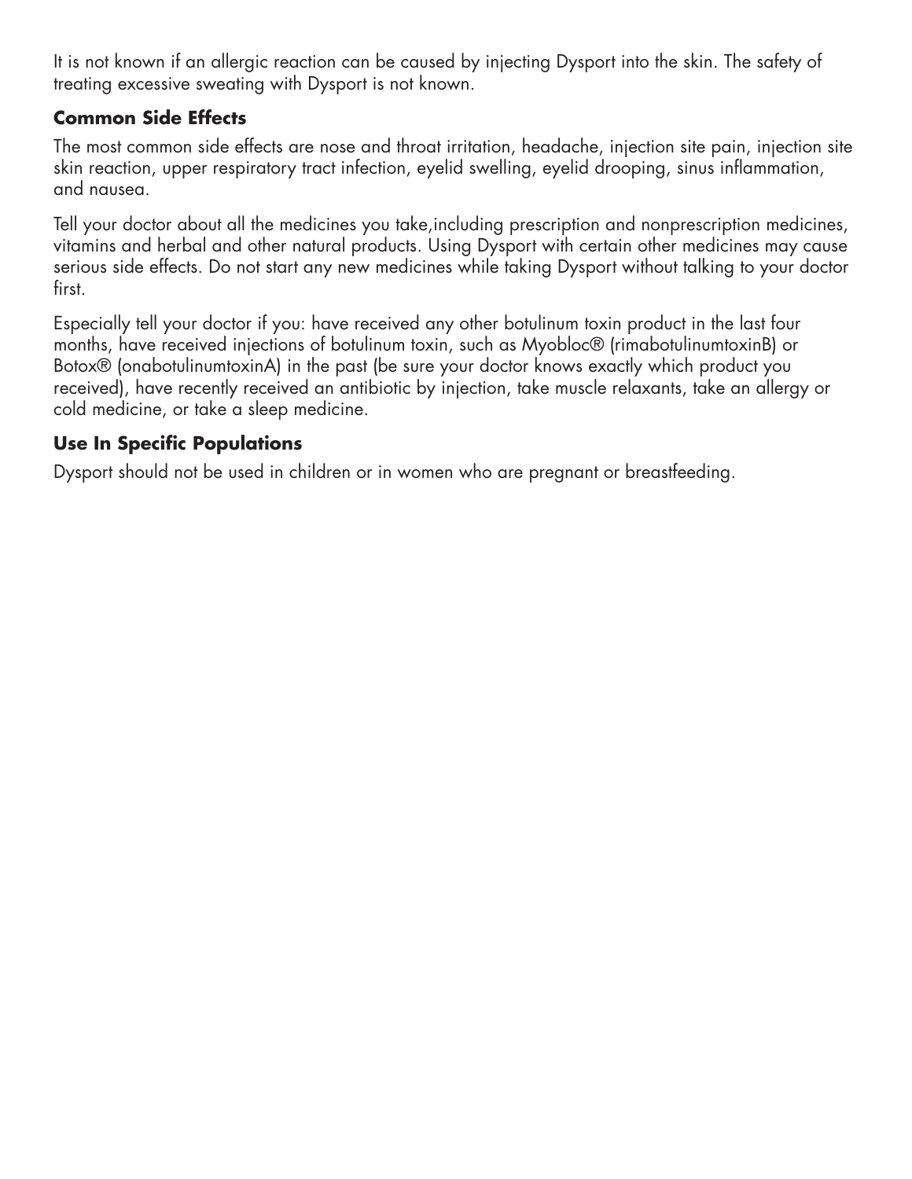It is not known if an allergic reaction can be caused by injecting Dysport into the skin. The safety of treating excessive sweating with Dysport is not known.

**Common Side Effects**

The most common side effects are nose and throat irritation, headache, injection site pain, injection site skin reaction, upper respiratory tract infection, eyelid swelling, eyelid drooping, sinus inflammation, and nausea.

Tell your doctor about all the medicines you take,including prescription and nonprescription medicines, vitamins and herbal and other natural products. Using Dysport with certain other medicines may cause serious side effects. Do not start any new medicines while taking Dysport without talking to your doctor first.

Especially tell your doctor if you: have received any other botulinum toxin product in the last four months, have received injections of botulinum toxin, such as Myobloc® (rimabotulinumtoxinB) or Botox® (onabotulinumtoxinA) in the past (be sure your doctor knows exactly which product you received), have recently received an antibiotic by injection, take muscle relaxants, take an allergy or cold medicine, or take a sleep medicine.

**Use In Specific Populations**

Dysport should not be used in children or in women who are pregnant or breastfeeding.